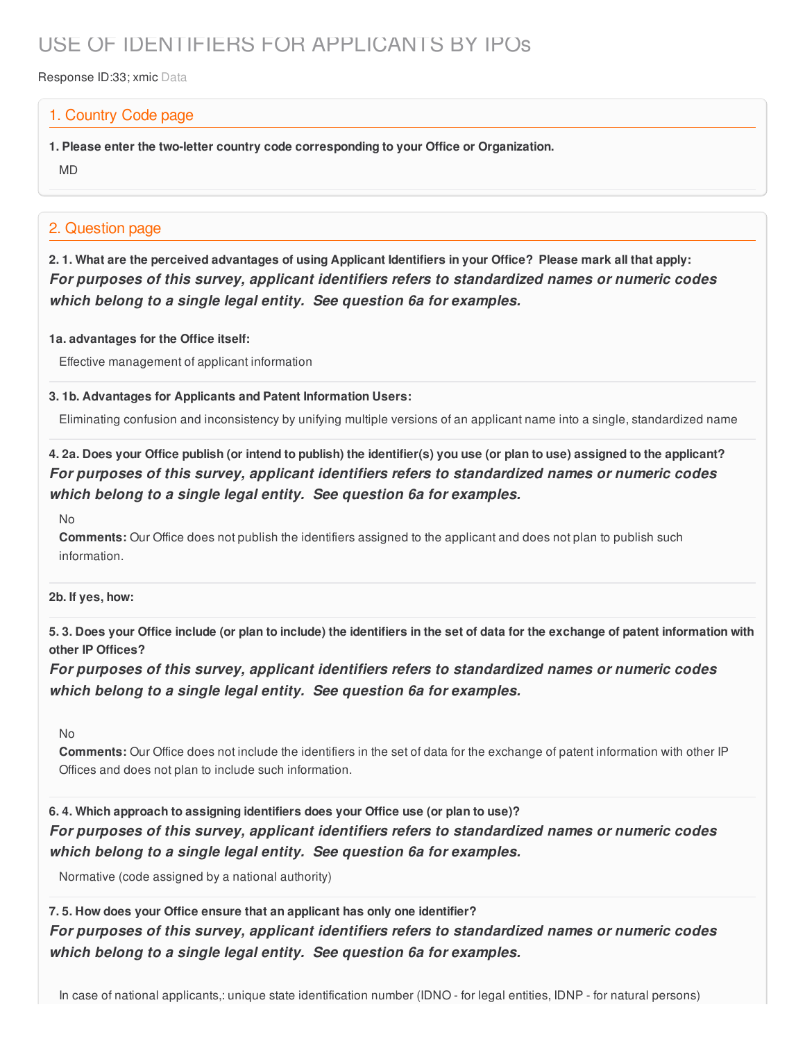# USE OF IDENTIFIERS FOR APPLICANTS BY IPOs

Response ID:33; xmic Data

## 1. Country Code page

**1. Please enter the two-letter country code corresponding to your Office or Organization.**

MD

## 2. Question page

**2. 1. What are the perceived advantages of using Applicant Identifiers in your Office? Please mark all that apply:**

***For purposes of this survey, applicant identifiers refers to standardized names or numeric codes which belong to a single legal entity. See question 6a for examples.***

**1a. advantages for the Office itself:**

Effective management of applicant information

**3. 1b. Advantages for Applicants and Patent Information Users:**

Eliminating confusion and inconsistency by unifying multiple versions of an applicant name into a single, standardized name

**4. 2a. Does your Office publish (or intend to publish) the identifier(s) you use (or plan to use) assigned to the applicant?**

***For purposes of this survey, applicant identifiers refers to standardized names or numeric codes which belong to a single legal entity. See question 6a for examples.***

No

**Comments:** Our Office does not publish the identifiers assigned to the applicant and does not plan to publish such information.

**2b. If yes, how:**

**5. 3. Does your Office include (or plan to include) the identifiers in the set of data for the exchange of patent information with other IP Offices?**

***For purposes of this survey, applicant identifiers refers to standardized names or numeric codes which belong to a single legal entity. See question 6a for examples.***

No

**Comments:** Our Office does not include the identifiers in the set of data for the exchange of patent information with other IP Offices and does not plan to include such information.

**6. 4. Which approach to assigning identifiers does your Office use (or plan to use)?**

***For purposes of this survey, applicant identifiers refers to standardized names or numeric codes which belong to a single legal entity. See question 6a for examples.***

Normative (code assigned by a national authority)

**7. 5. How does your Office ensure that an applicant has only one identifier?**

***For purposes of this survey, applicant identifiers refers to standardized names or numeric codes which belong to a single legal entity. See question 6a for examples.***

In case of national applicants,: unique state identification number (IDNO - for legal entities, IDNP - for natural persons)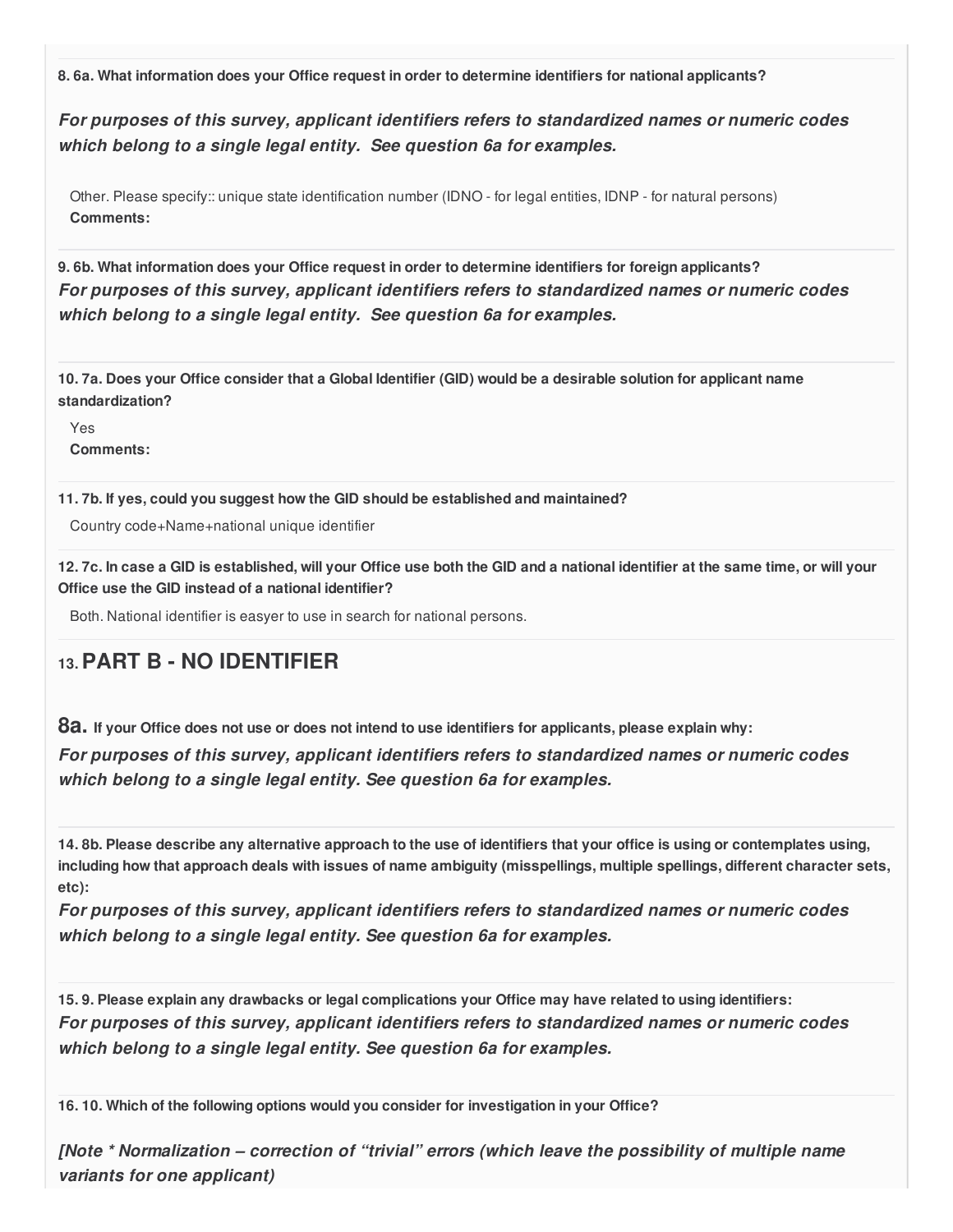**8. 6a. What information does your Office request in order to determine identifiers for national applicants?**

***For purposes of this survey, applicant identifiers refers to standardized names or numeric codes which belong to a single legal entity. See question 6a for examples.***

Other. Please specify:: unique state identification number (IDNO - for legal entities, IDNP - for natural persons)
**Comments:**

**9. 6b. What information does your Office request in order to determine identifiers for foreign applicants?**
***For purposes of this survey, applicant identifiers refers to standardized names or numeric codes which belong to a single legal entity. See question 6a for examples.***

**10. 7a. Does your Office consider that a Global Identifier (GID) would be a desirable solution for applicant name standardization?**

Yes
**Comments:**

**11. 7b. If yes, could you suggest how the GID should be established and maintained?**

Country code+Name+national unique identifier

**12. 7c. In case a GID is established, will your Office use both the GID and a national identifier at the same time, or will your Office use the GID instead of a national identifier?**

Both. National identifier is easyer to use in search for national persons.

## 13. PART B - NO IDENTIFIER

**8a.** **If your Office does not use or does not intend to use identifiers for applicants, please explain why:**
***For purposes of this survey, applicant identifiers refers to standardized names or numeric codes which belong to a single legal entity. See question 6a for examples.***

**14. 8b. Please describe any alternative approach to the use of identifiers that your office is using or contemplates using, including how that approach deals with issues of name ambiguity (misspellings, multiple spellings, different character sets, etc):**
***For purposes of this survey, applicant identifiers refers to standardized names or numeric codes which belong to a single legal entity. See question 6a for examples.***

**15. 9. Please explain any drawbacks or legal complications your Office may have related to using identifiers:**
***For purposes of this survey, applicant identifiers refers to standardized names or numeric codes which belong to a single legal entity. See question 6a for examples.***

**16. 10. Which of the following options would you consider for investigation in your Office?**

***[Note * Normalization – correction of "trivial" errors (which leave the possibility of multiple name variants for one applicant)***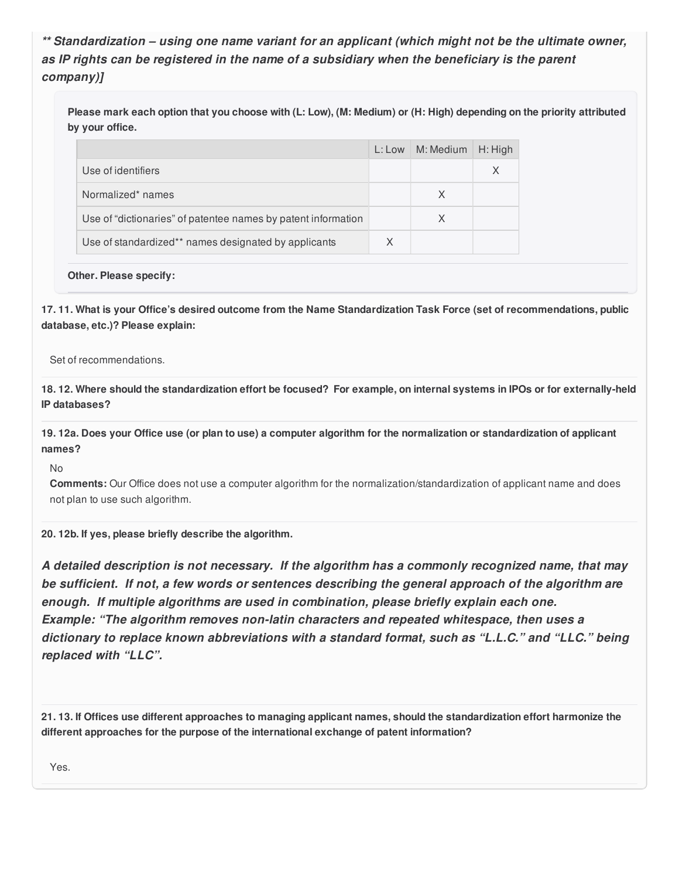***\*\* Standardization – using one name variant for an applicant (which might not be the ultimate owner, as IP rights can be registered in the name of a subsidiary when the beneficiary is the parent company)]***

**Please mark each option that you choose with (L: Low), (M: Medium) or (H: High) depending on the priority attributed by your office.**

| | L: Low | M: Medium | H: High |
|---|---|---|---|
| Use of identifiers | | | X |
| Normalized* names | | X | |
| Use of "dictionaries" of patentee names by patent information | | X | |
| Use of standardized** names designated by applicants | X | | |

**Other. Please specify:**

**17. 11. What is your Office's desired outcome from the Name Standardization Task Force (set of recommendations, public database, etc.)? Please explain:**

Set of recommendations.

**18. 12. Where should the standardization effort be focused? For example, on internal systems in IPOs or for externally-held IP databases?**

**19. 12a. Does your Office use (or plan to use) a computer algorithm for the normalization or standardization of applicant names?**

No

**Comments:** Our Office does not use a computer algorithm for the normalization/standardization of applicant name and does not plan to use such algorithm.

**20. 12b. If yes, please briefly describe the algorithm.**

***A detailed description is not necessary. If the algorithm has a commonly recognized name, that may be sufficient. If not, a few words or sentences describing the general approach of the algorithm are enough. If multiple algorithms are used in combination, please briefly explain each one.***
***Example: "The algorithm removes non-latin characters and repeated whitespace, then uses a dictionary to replace known abbreviations with a standard format, such as "L.L.C." and "LLC." being replaced with "LLC".***

**21. 13. If Offices use different approaches to managing applicant names, should the standardization effort harmonize the different approaches for the purpose of the international exchange of patent information?**

Yes.